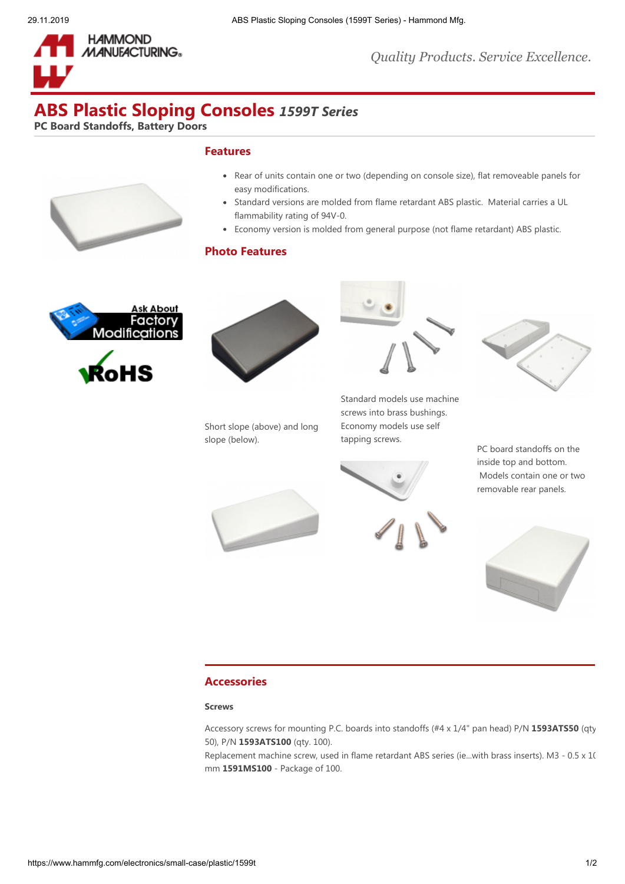# ABS Plastic Sloping Consoles *1599T Series*

**PC Board Standoffs, Battery Doors**

## Features

- Rear of units contain one or two (depending on console size), flat removeable panels for easy modifications.
- Standard versions are molded from flame retardant ABS plastic. Material carries a UL flammability rating of 94V-0.
- Economy version is molded from general purpose (not flame retardant) ABS plastic.

## Photo Features

Short slope (above) and long slope (below).

Standard models use machine screws into brass bushings. Economy models use self tapping screws.

PC board standoffs on the inside top and bottom. Models contain one or two removable rear panels.

## Accessories

#### Screws

Accessory screws for mounting P.C. boards into standoffs (#4 x 1/4" pan head) P/N **1593ATS50** (qty 50), P/N **1593ATS100** (qty. 100).
Replacement machine screw, used in flame retardant ABS series (ie...with brass inserts). M3 - 0.5 x 10 mm **1591MS100** - Package of 100.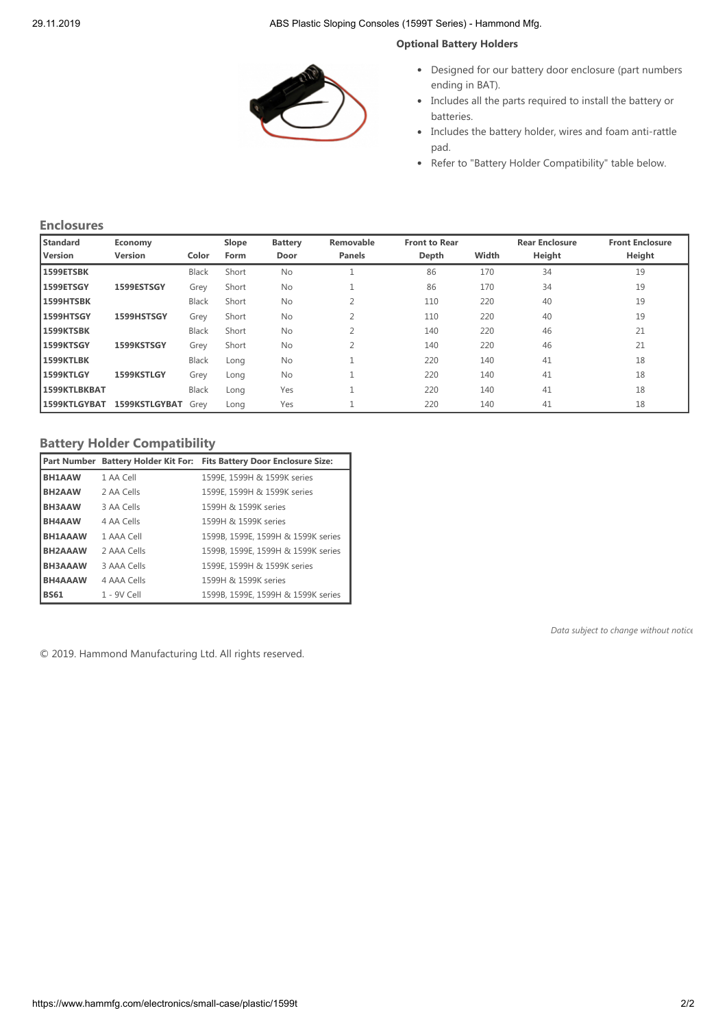### Optional Battery Holders

- Designed for our battery door enclosure (part numbers ending in BAT).
- Includes all the parts required to install the battery or batteries.
- Includes the battery holder, wires and foam anti-rattle pad.
- Refer to "Battery Holder Compatibility" table below.

## Enclosures

| Standard Version | Economy Version | Color | Slope Form | Battery Door | Removable Panels | Front to Rear Depth | Width | Rear Enclosure Height | Front Enclosure Height |
|---|---|---|---|---|---|---|---|---|---|
| **1599ETSBK** | | Black | Short | No | 1 | 86 | 170 | 34 | 19 |
| **1599ETSGY** | **1599ESTSGY** | Grey | Short | No | 1 | 86 | 170 | 34 | 19 |
| **1599HTSBK** | | Black | Short | No | 2 | 110 | 220 | 40 | 19 |
| **1599HTSGY** | **1599HSTSGY** | Grey | Short | No | 2 | 110 | 220 | 40 | 19 |
| **1599KTSBK** | | Black | Short | No | 2 | 140 | 220 | 46 | 21 |
| **1599KTSGY** | **1599KSTSGY** | Grey | Short | No | 2 | 140 | 220 | 46 | 21 |
| **1599KTLBK** | | Black | Long | No | 1 | 220 | 140 | 41 | 18 |
| **1599KTLGY** | **1599KSTLGY** | Grey | Long | No | 1 | 220 | 140 | 41 | 18 |
| **1599KTLBKBAT** | | Black | Long | Yes | 1 | 220 | 140 | 41 | 18 |
| **1599KTLGYBAT** | **1599KSTLGYBAT** | Grey | Long | Yes | 1 | 220 | 140 | 41 | 18 |

## Battery Holder Compatibility

| Part Number | Battery Holder Kit For: | Fits Battery Door Enclosure Size: |
|---|---|---|
| **BH1AAW** | 1 AA Cell | 1599E, 1599H & 1599K series |
| **BH2AAW** | 2 AA Cells | 1599E, 1599H & 1599K series |
| **BH3AAW** | 3 AA Cells | 1599H & 1599K series |
| **BH4AAW** | 4 AA Cells | 1599H & 1599K series |
| **BH1AAAW** | 1 AAA Cell | 1599B, 1599E, 1599H & 1599K series |
| **BH2AAAW** | 2 AAA Cells | 1599B, 1599E, 1599H & 1599K series |
| **BH3AAAW** | 3 AAA Cells | 1599E, 1599H & 1599K series |
| **BH4AAAW** | 4 AAA Cells | 1599H & 1599K series |
| **BS61** | 1 - 9V Cell | 1599B, 1599E, 1599H & 1599K series |

*Data subject to change without notice*

© 2019. Hammond Manufacturing Ltd. All rights reserved.